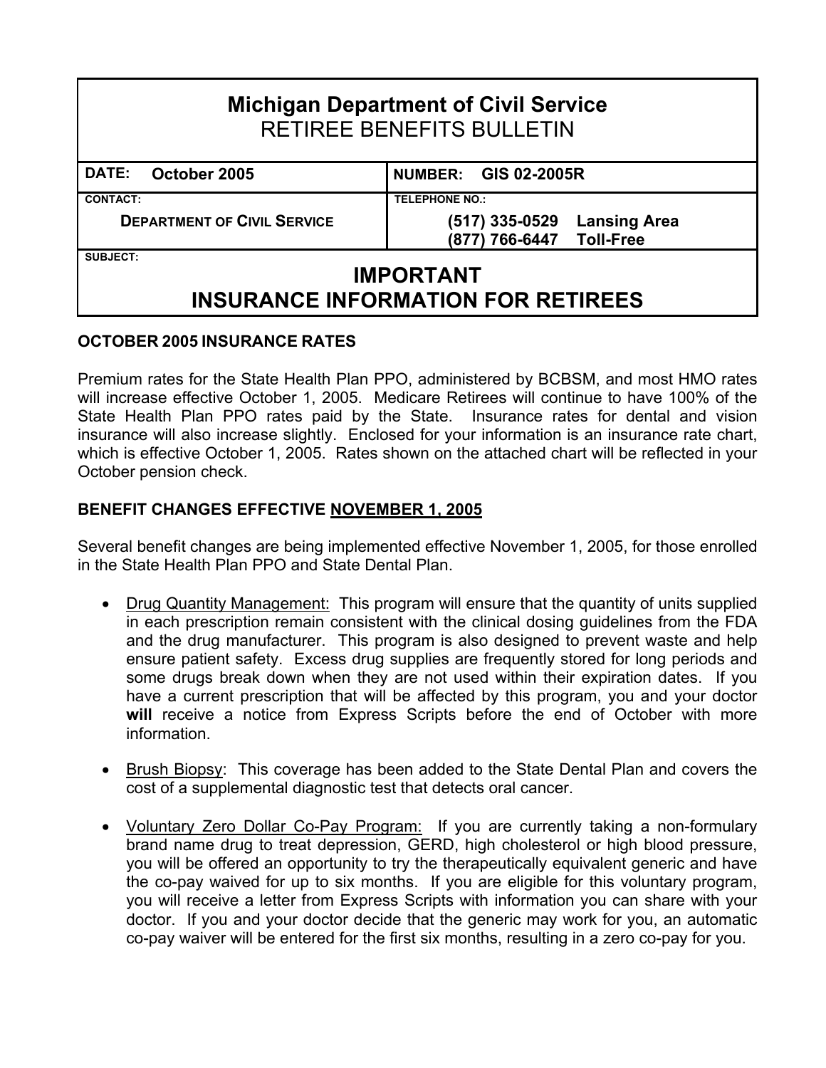# Michigan Department of Civil Service

## RETIREE BENEFITS BULLETIN

| | |
|---|---|
| **DATE:** October 2005 | **NUMBER:** GIS 02-2005R |
| **CONTACT:** DEPARTMENT OF CIVIL SERVICE | **TELEPHONE NO.:** (517) 335-0529 Lansing Area; (877) 766-6447 Toll-Free |

**SUBJECT:**

## IMPORTANT INSURANCE INFORMATION FOR RETIREES

### OCTOBER 2005 INSURANCE RATES

Premium rates for the State Health Plan PPO, administered by BCBSM, and most HMO rates will increase effective October 1, 2005. Medicare Retirees will continue to have 100% of the State Health Plan PPO rates paid by the State. Insurance rates for dental and vision insurance will also increase slightly. Enclosed for your information is an insurance rate chart, which is effective October 1, 2005. Rates shown on the attached chart will be reflected in your October pension check.

### BENEFIT CHANGES EFFECTIVE <u>NOVEMBER 1, 2005</u>

Several benefit changes are being implemented effective November 1, 2005, for those enrolled in the State Health Plan PPO and State Dental Plan.

- <u>Drug Quantity Management:</u> This program will ensure that the quantity of units supplied in each prescription remain consistent with the clinical dosing guidelines from the FDA and the drug manufacturer. This program is also designed to prevent waste and help ensure patient safety. Excess drug supplies are frequently stored for long periods and some drugs break down when they are not used within their expiration dates. If you have a current prescription that will be affected by this program, you and your doctor **will** receive a notice from Express Scripts before the end of October with more information.

- <u>Brush Biopsy</u>: This coverage has been added to the State Dental Plan and covers the cost of a supplemental diagnostic test that detects oral cancer.

- <u>Voluntary Zero Dollar Co-Pay Program:</u> If you are currently taking a non-formulary brand name drug to treat depression, GERD, high cholesterol or high blood pressure, you will be offered an opportunity to try the therapeutically equivalent generic and have the co-pay waived for up to six months. If you are eligible for this voluntary program, you will receive a letter from Express Scripts with information you can share with your doctor. If you and your doctor decide that the generic may work for you, an automatic co-pay waiver will be entered for the first six months, resulting in a zero co-pay for you.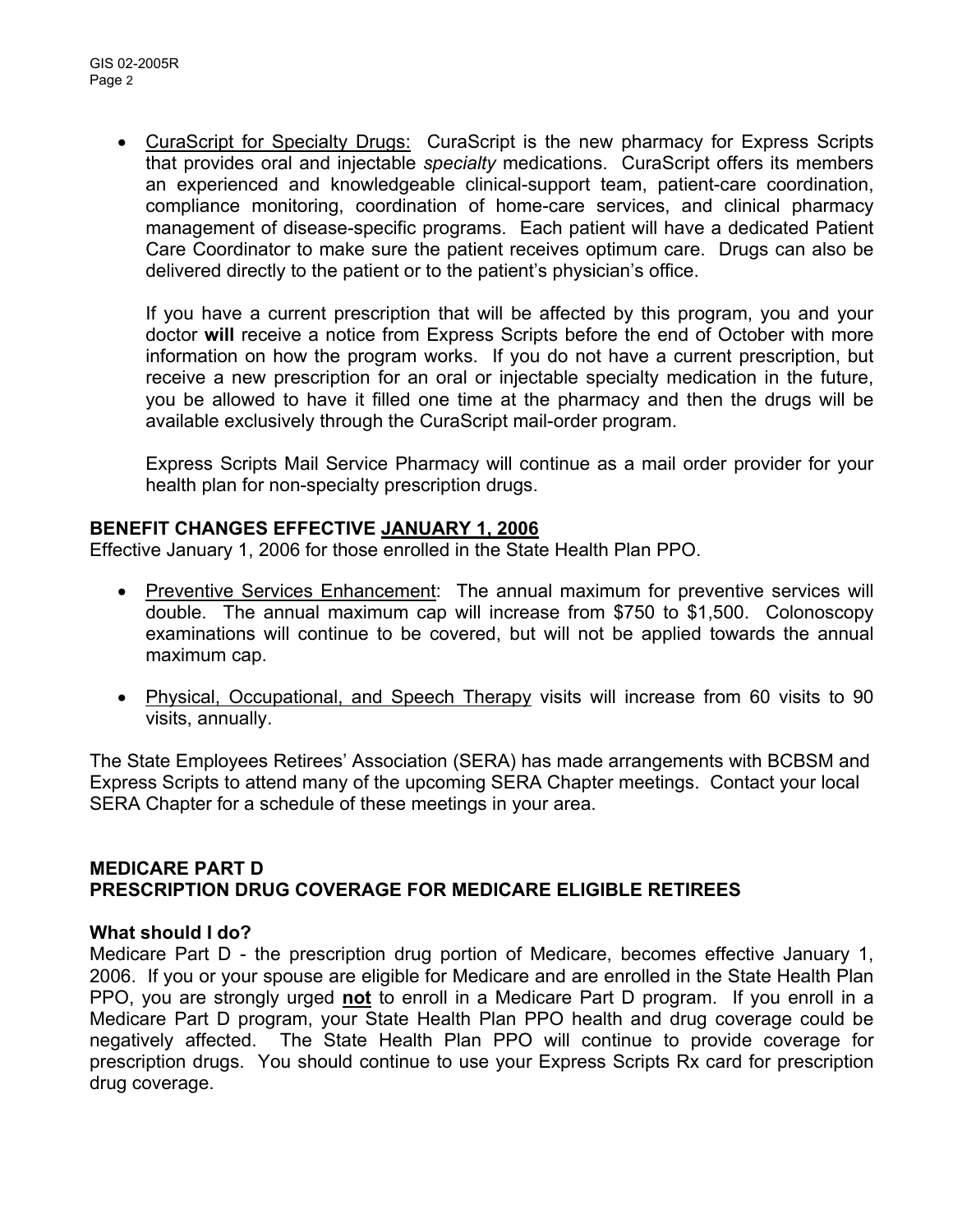- CuraScript for Specialty Drugs: CuraScript is the new pharmacy for Express Scripts that provides oral and injectable *specialty* medications. CuraScript offers its members an experienced and knowledgeable clinical-support team, patient-care coordination, compliance monitoring, coordination of home-care services, and clinical pharmacy management of disease-specific programs. Each patient will have a dedicated Patient Care Coordinator to make sure the patient receives optimum care. Drugs can also be delivered directly to the patient or to the patient's physician's office.

  If you have a current prescription that will be affected by this program, you and your doctor **will** receive a notice from Express Scripts before the end of October with more information on how the program works. If you do not have a current prescription, but receive a new prescription for an oral or injectable specialty medication in the future, you be allowed to have it filled one time at the pharmacy and then the drugs will be available exclusively through the CuraScript mail-order program.

  Express Scripts Mail Service Pharmacy will continue as a mail order provider for your health plan for non-specialty prescription drugs.

## BENEFIT CHANGES EFFECTIVE JANUARY 1, 2006

Effective January 1, 2006 for those enrolled in the State Health Plan PPO.

- Preventive Services Enhancement: The annual maximum for preventive services will double. The annual maximum cap will increase from $750 to $1,500. Colonoscopy examinations will continue to be covered, but will not be applied towards the annual maximum cap.

- Physical, Occupational, and Speech Therapy visits will increase from 60 visits to 90 visits, annually.

The State Employees Retirees' Association (SERA) has made arrangements with BCBSM and Express Scripts to attend many of the upcoming SERA Chapter meetings. Contact your local SERA Chapter for a schedule of these meetings in your area.

## MEDICARE PART D
## PRESCRIPTION DRUG COVERAGE FOR MEDICARE ELIGIBLE RETIREES

### What should I do?

Medicare Part D - the prescription drug portion of Medicare, becomes effective January 1, 2006. If you or your spouse are eligible for Medicare and are enrolled in the State Health Plan PPO, you are strongly urged **not** to enroll in a Medicare Part D program. If you enroll in a Medicare Part D program, your State Health Plan PPO health and drug coverage could be negatively affected. The State Health Plan PPO will continue to provide coverage for prescription drugs. You should continue to use your Express Scripts Rx card for prescription drug coverage.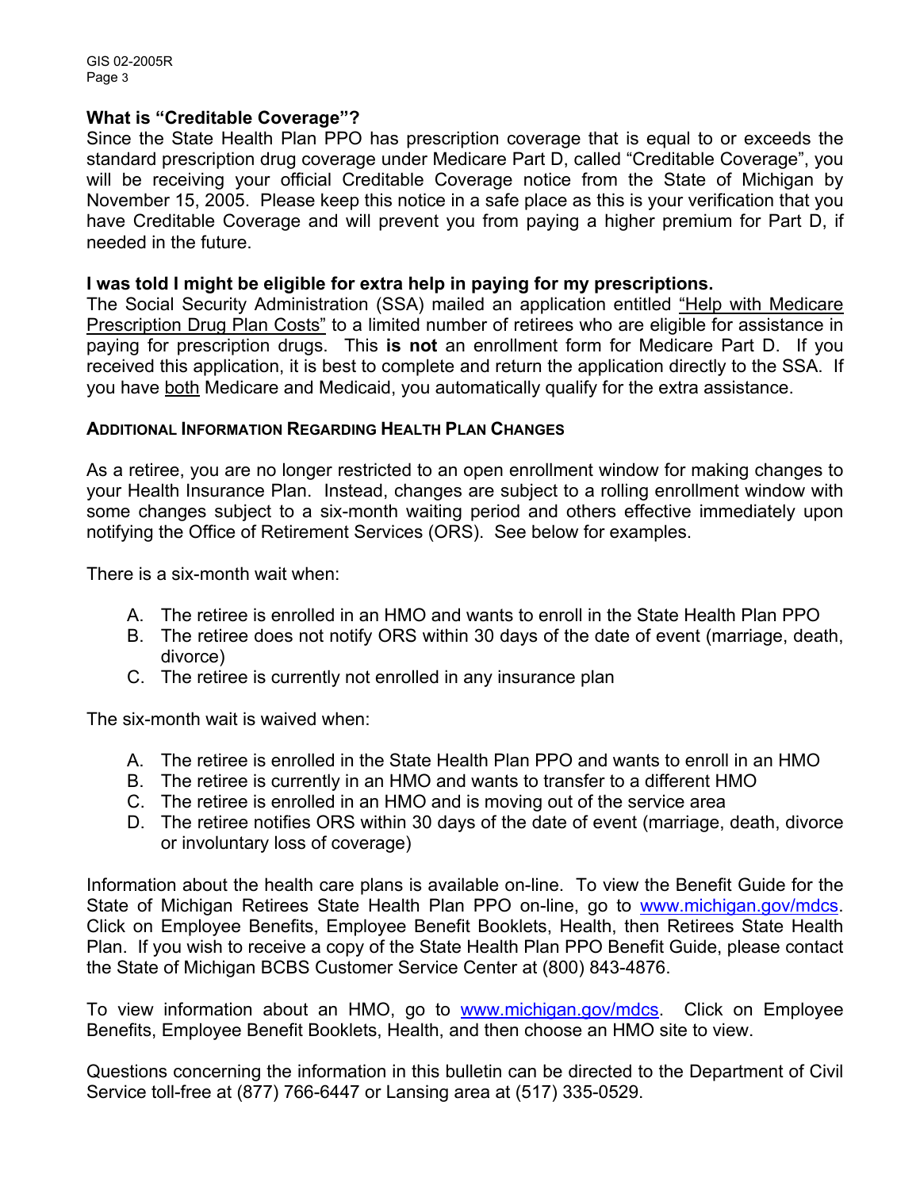### What is "Creditable Coverage"?

Since the State Health Plan PPO has prescription coverage that is equal to or exceeds the standard prescription drug coverage under Medicare Part D, called "Creditable Coverage", you will be receiving your official Creditable Coverage notice from the State of Michigan by November 15, 2005. Please keep this notice in a safe place as this is your verification that you have Creditable Coverage and will prevent you from paying a higher premium for Part D, if needed in the future.

### I was told I might be eligible for extra help in paying for my prescriptions.

The Social Security Administration (SSA) mailed an application entitled "Help with Medicare Prescription Drug Plan Costs" to a limited number of retirees who are eligible for assistance in paying for prescription drugs. This **is not** an enrollment form for Medicare Part D. If you received this application, it is best to complete and return the application directly to the SSA. If you have both Medicare and Medicaid, you automatically qualify for the extra assistance.

## ADDITIONAL INFORMATION REGARDING HEALTH PLAN CHANGES

As a retiree, you are no longer restricted to an open enrollment window for making changes to your Health Insurance Plan. Instead, changes are subject to a rolling enrollment window with some changes subject to a six-month waiting period and others effective immediately upon notifying the Office of Retirement Services (ORS). See below for examples.

There is a six-month wait when:

A. The retiree is enrolled in an HMO and wants to enroll in the State Health Plan PPO
B. The retiree does not notify ORS within 30 days of the date of event (marriage, death, divorce)
C. The retiree is currently not enrolled in any insurance plan

The six-month wait is waived when:

A. The retiree is enrolled in the State Health Plan PPO and wants to enroll in an HMO
B. The retiree is currently in an HMO and wants to transfer to a different HMO
C. The retiree is enrolled in an HMO and is moving out of the service area
D. The retiree notifies ORS within 30 days of the date of event (marriage, death, divorce or involuntary loss of coverage)

Information about the health care plans is available on-line. To view the Benefit Guide for the State of Michigan Retirees State Health Plan PPO on-line, go to www.michigan.gov/mdcs. Click on Employee Benefits, Employee Benefit Booklets, Health, then Retirees State Health Plan. If you wish to receive a copy of the State Health Plan PPO Benefit Guide, please contact the State of Michigan BCBS Customer Service Center at (800) 843-4876.

To view information about an HMO, go to www.michigan.gov/mdcs. Click on Employee Benefits, Employee Benefit Booklets, Health, and then choose an HMO site to view.

Questions concerning the information in this bulletin can be directed to the Department of Civil Service toll-free at (877) 766-6447 or Lansing area at (517) 335-0529.